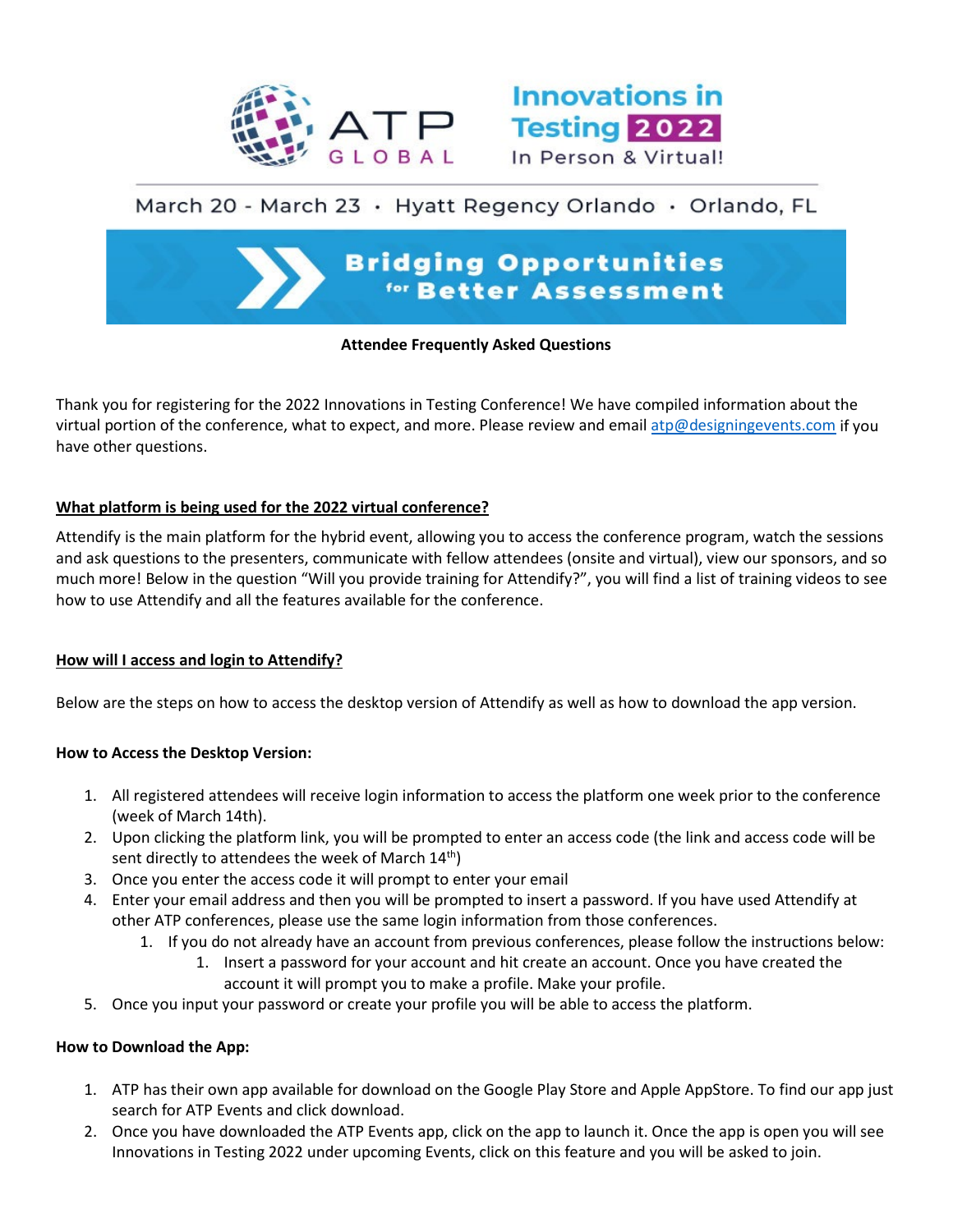ATP GLOBAL

Innovations in Testing 2022

In Person & Virtual!

March 20 - March 23 • Hyatt Regency Orlando • Orlando, FL

**Bridging Opportunities for Better Assessment**

**Attendee Frequently Asked Questions**

Thank you for registering for the 2022 Innovations in Testing Conference! We have compiled information about the virtual portion of the conference, what to expect, and more. Please review and email atp@designingevents.com if you have other questions.

**<u>What platform is being used for the 2022 virtual conference?</u>**

Attendify is the main platform for the hybrid event, allowing you to access the conference program, watch the sessions and ask questions to the presenters, communicate with fellow attendees (onsite and virtual), view our sponsors, and so much more! Below in the question "Will you provide training for Attendify?", you will find a list of training videos to see how to use Attendify and all the features available for the conference.

**<u>How will I access and login to Attendify?</u>**

Below are the steps on how to access the desktop version of Attendify as well as how to download the app version.

**How to Access the Desktop Version:**

1. All registered attendees will receive login information to access the platform one week prior to the conference (week of March 14th).
2. Upon clicking the platform link, you will be prompted to enter an access code (the link and access code will be sent directly to attendees the week of March 14th)
3. Once you enter the access code it will prompt you to enter your email
4. Enter your email address and then you will be prompted to insert a password. If you have used Attendify at other ATP conferences, please use the same login information from those conferences.
    1. If you do not already have an account from previous conferences, please follow the instructions below:
        1. Insert a password for your account and hit create an account. Once you have created the account it will prompt you to make a profile. Make your profile.
5. Once you input your password or create your profile you will be able to access the platform.

**How to Download the App:**

1. ATP has their own app available for download on the Google Play Store and Apple AppStore. To find our app just search for ATP Events and click download.
2. Once you have downloaded the ATP Events app, click on the app to launch it. Once the app is open you will see Innovations in Testing 2022 under upcoming Events, click on this feature and you will be asked to join.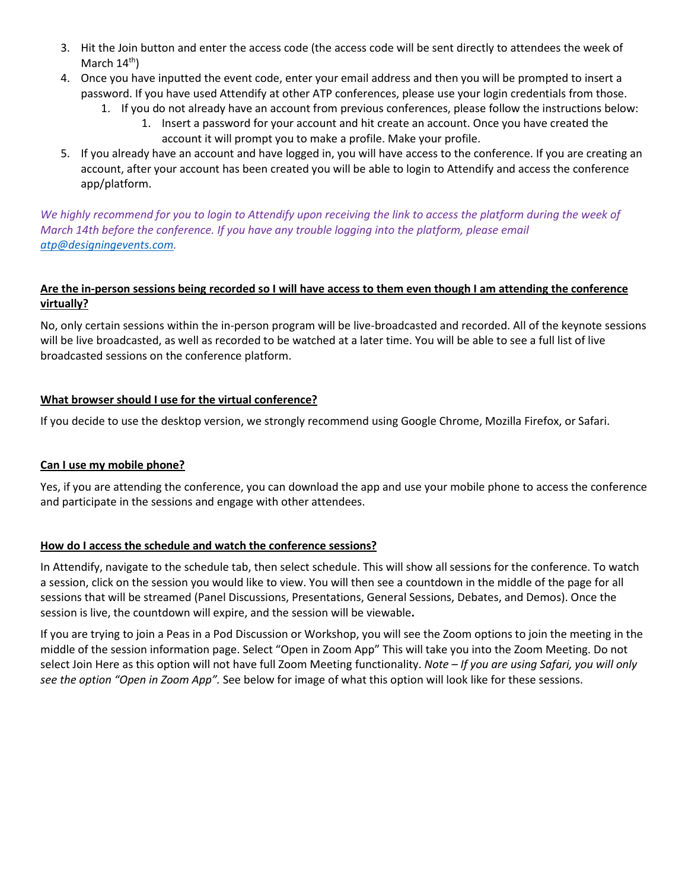3. Hit the Join button and enter the access code (the access code will be sent directly to attendees the week of March 14th)
4. Once you have inputted the event code, enter your email address and then you will be prompted to insert a password. If you have used Attendify at other ATP conferences, please use your login credentials from those.
    1. If you do not already have an account from previous conferences, please follow the instructions below:
        1. Insert a password for your account and hit create an account. Once you have created the account it will prompt you to make a profile. Make your profile.
5. If you already have an account and have logged in, you will have access to the conference. If you are creating an account, after your account has been created you will be able to login to Attendify and access the conference app/platform.

*We highly recommend for you to login to Attendify upon receiving the link to access the platform during the week of March 14th before the conference. If you have any trouble logging into the platform, please email atp@designingevents.com.*

**Are the in-person sessions being recorded so I will have access to them even though I am attending the conference virtually?**

No, only certain sessions within the in-person program will be live-broadcasted and recorded. All of the keynote sessions will be live broadcasted, as well as recorded to be watched at a later time. You will be able to see a full list of live broadcasted sessions on the conference platform.

**What browser should I use for the virtual conference?**

If you decide to use the desktop version, we strongly recommend using Google Chrome, Mozilla Firefox, or Safari.

**Can I use my mobile phone?**

Yes, if you are attending the conference, you can download the app and use your mobile phone to access the conference and participate in the sessions and engage with other attendees.

**How do I access the schedule and watch the conference sessions?**

In Attendify, navigate to the schedule tab, then select schedule. This will show all sessions for the conference. To watch a session, click on the session you would like to view. You will then see a countdown in the middle of the page for all sessions that will be streamed (Panel Discussions, Presentations, General Sessions, Debates, and Demos). Once the session is live, the countdown will expire, and the session will be viewable.

If you are trying to join a Peas in a Pod Discussion or Workshop, you will see the Zoom options to join the meeting in the middle of the session information page. Select "Open in Zoom App" This will take you into the Zoom Meeting. Do not select Join Here as this option will not have full Zoom Meeting functionality. *Note – If you are using Safari, you will only see the option "Open in Zoom App".* See below for image of what this option will look like for these sessions.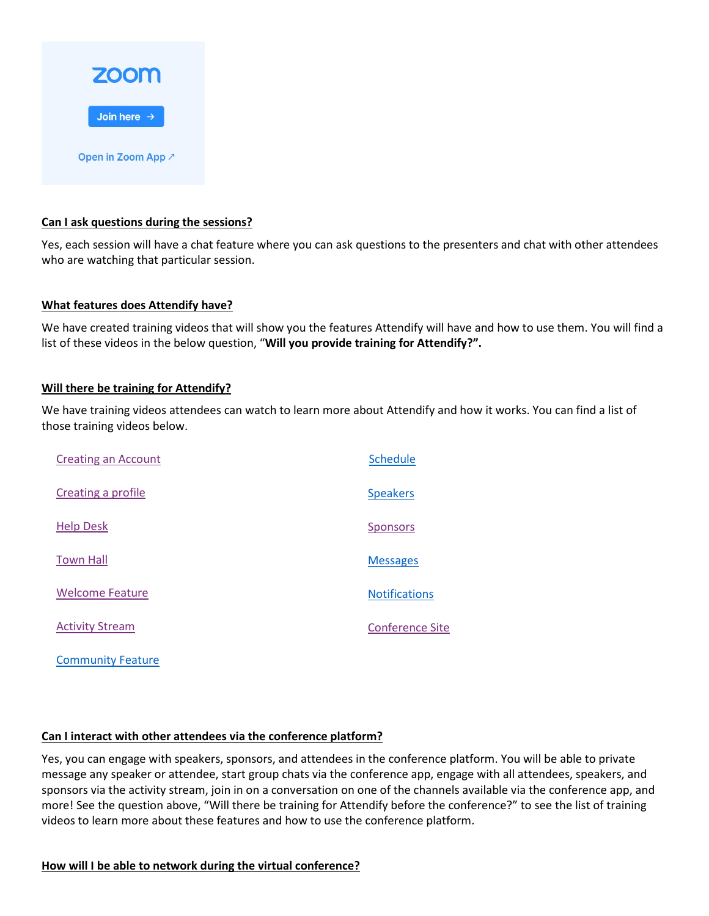zoom

Join here →

Open in Zoom App ↗

**Can I ask questions during the sessions?**

Yes, each session will have a chat feature where you can ask questions to the presenters and chat with other attendees who are watching that particular session.

**What features does Attendify have?**

We have created training videos that will show you the features Attendify will have and how to use them. You will find a list of these videos in the below question, "**Will you provide training for Attendify?".**

**Will there be training for Attendify?**

We have training videos attendees can watch to learn more about Attendify and how it works. You can find a list of those training videos below.

- Creating an Account
- Creating a profile
- Help Desk
- Town Hall
- Welcome Feature
- Activity Stream
- Community Feature
- Schedule
- Speakers
- Sponsors
- Messages
- Notifications
- Conference Site

**Can I interact with other attendees via the conference platform?**

Yes, you can engage with speakers, sponsors, and attendees in the conference platform. You will be able to private message any speaker or attendee, start group chats via the conference app, engage with all attendees, speakers, and sponsors via the activity stream, join in on a conversation on one of the channels available via the conference app, and more! See the question above, "Will there be training for Attendify before the conference?" to see the list of training videos to learn more about these features and how to use the conference platform.

**How will I be able to network during the virtual conference?**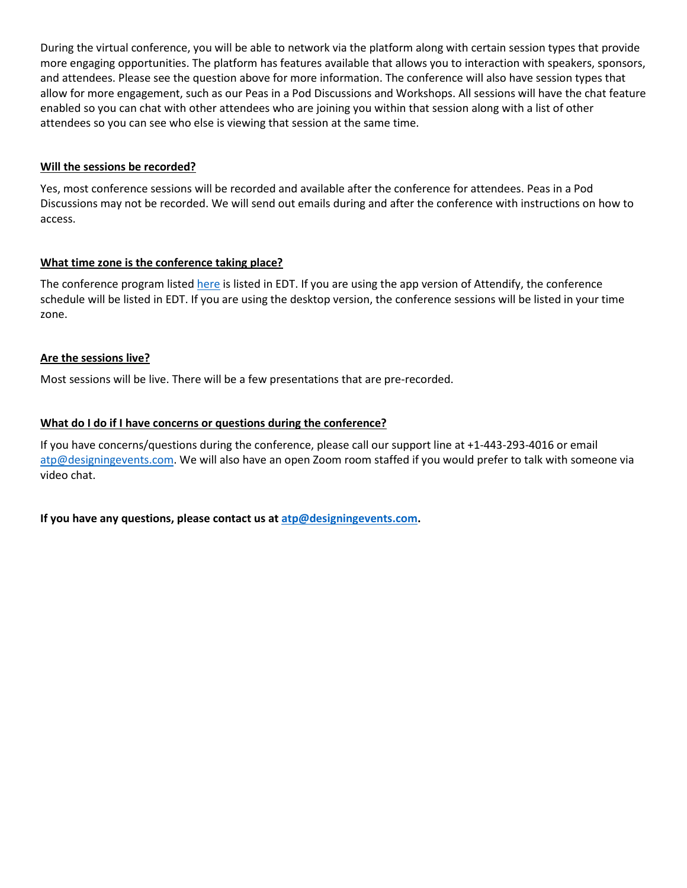During the virtual conference, you will be able to network via the platform along with certain session types that provide more engaging opportunities. The platform has features available that allows you to interaction with speakers, sponsors, and attendees. Please see the question above for more information. The conference will also have session types that allow for more engagement, such as our Peas in a Pod Discussions and Workshops. All sessions will have the chat feature enabled so you can chat with other attendees who are joining you within that session along with a list of other attendees so you can see who else is viewing that session at the same time.

**Will the sessions be recorded?**

Yes, most conference sessions will be recorded and available after the conference for attendees. Peas in a Pod Discussions may not be recorded. We will send out emails during and after the conference with instructions on how to access.

**What time zone is the conference taking place?**

The conference program listed here is listed in EDT. If you are using the app version of Attendify, the conference schedule will be listed in EDT. If you are using the desktop version, the conference sessions will be listed in your time zone.

**Are the sessions live?**

Most sessions will be live. There will be a few presentations that are pre-recorded.

**What do I do if I have concerns or questions during the conference?**

If you have concerns/questions during the conference, please call our support line at +1-443-293-4016 or email atp@designingevents.com. We will also have an open Zoom room staffed if you would prefer to talk with someone via video chat.

**If you have any questions, please contact us at atp@designingevents.com.**